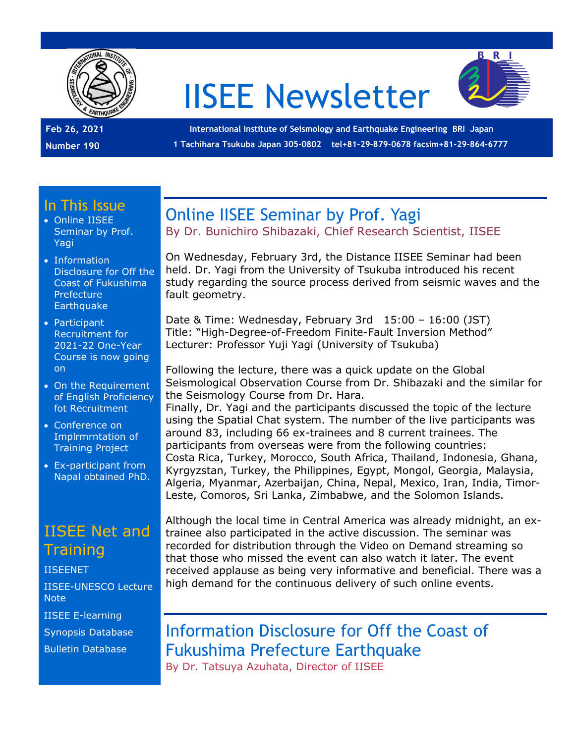# IISEE Newsletter

**Feb 26, 2021**

**Number 190**

**International Institute of Seismology and Earthquake Engineering BRI Japan**

**1 Tachihara Tsukuba Japan 305-0802 tel+81-29-879-0678 facsim+81-29-864-6777**

## In This Issue

- Online IISEE Seminar by Prof. Yagi
- Information Disclosure for Off the Coast of Fukushima Prefecture Earthquake
- Participant Recruitment for 2021-22 One-Year Course is now going on
- On the Requirement of English Proficiency fot Recruitment
- Conference on Implrmrntation of Training Project
- Ex-participant from Napal obtained PhD.

## IISEE Net and Training

IISEENET

IISEE-UNESCO Lecture Note

IISEE E-learning

Synopsis Database

Bulletin Database

## Online IISEE Seminar by Prof. Yagi

By Dr. Bunichiro Shibazaki, Chief Research Scientist, IISEE

On Wednesday, February 3rd, the Distance IISEE Seminar had been held. Dr. Yagi from the University of Tsukuba introduced his recent study regarding the source process derived from seismic waves and the fault geometry.

Date & Time: Wednesday, February 3rd 15:00 – 16:00 (JST)
Title: "High-Degree-of-Freedom Finite-Fault Inversion Method"
Lecturer: Professor Yuji Yagi (University of Tsukuba)

Following the lecture, there was a quick update on the Global Seismological Observation Course from Dr. Shibazaki and the similar for the Seismology Course from Dr. Hara.
Finally, Dr. Yagi and the participants discussed the topic of the lecture using the Spatial Chat system. The number of the live participants was around 83, including 66 ex-trainees and 8 current trainees. The participants from overseas were from the following countries: Costa Rica, Turkey, Morocco, South Africa, Thailand, Indonesia, Ghana, Kyrgyzstan, Turkey, the Philippines, Egypt, Mongol, Georgia, Malaysia, Algeria, Myanmar, Azerbaijan, China, Nepal, Mexico, Iran, India, Timor-Leste, Comoros, Sri Lanka, Zimbabwe, and the Solomon Islands.

Although the local time in Central America was already midnight, an ex-trainee also participated in the active discussion. The seminar was recorded for distribution through the Video on Demand streaming so that those who missed the event can also watch it later. The event received applause as being very informative and beneficial. There was a high demand for the continuous delivery of such online events.

## Information Disclosure for Off the Coast of Fukushima Prefecture Earthquake

By Dr. Tatsuya Azuhata, Director of IISEE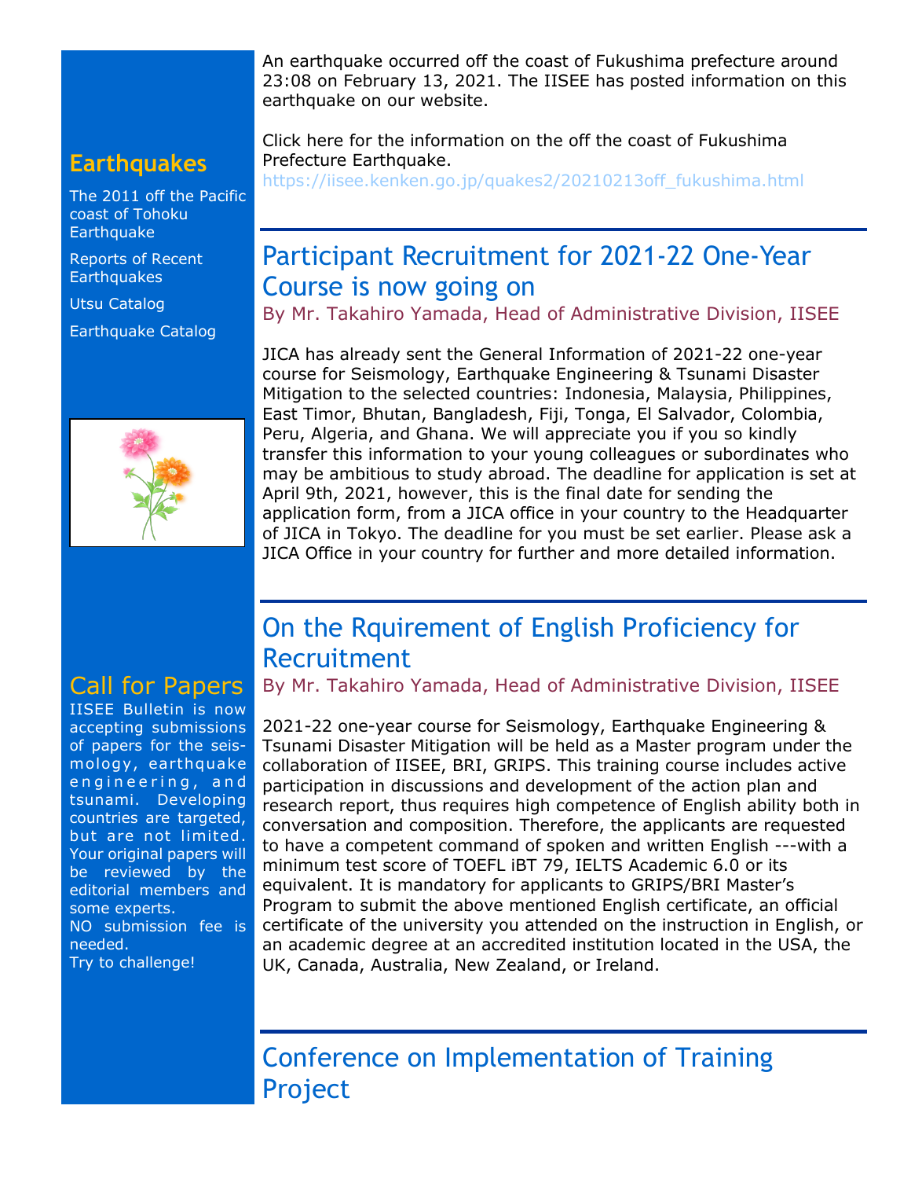An earthquake occurred off the coast of Fukushima prefecture around 23:08 on February 13, 2021. The IISEE has posted information on this earthquake on our website.

Click here for the information on the off the coast of Fukushima Prefecture Earthquake.
https://iisee.kenken.go.jp/quakes2/20210213off_fukushima.html

## Participant Recruitment for 2021-22 One-Year Course is now going on

By Mr. Takahiro Yamada, Head of Administrative Division, IISEE

JICA has already sent the General Information of 2021-22 one-year course for Seismology, Earthquake Engineering & Tsunami Disaster Mitigation to the selected countries: Indonesia, Malaysia, Philippines, East Timor, Bhutan, Bangladesh, Fiji, Tonga, El Salvador, Colombia, Peru, Algeria, and Ghana. We will appreciate you if you so kindly transfer this information to your young colleagues or subordinates who may be ambitious to study abroad. The deadline for application is set at April 9th, 2021, however, this is the final date for sending the application form, from a JICA office in your country to the Headquarter of JICA in Tokyo. The deadline for you must be set earlier. Please ask a JICA Office in your country for further and more detailed information.

## On the Rquirement of English Proficiency for Recruitment

By Mr. Takahiro Yamada, Head of Administrative Division, IISEE

2021-22 one-year course for Seismology, Earthquake Engineering & Tsunami Disaster Mitigation will be held as a Master program under the collaboration of IISEE, BRI, GRIPS. This training course includes active participation in discussions and development of the action plan and research report, thus requires high competence of English ability both in conversation and composition. Therefore, the applicants are requested to have a competent command of spoken and written English ---with a minimum test score of TOEFL iBT 79, IELTS Academic 6.0 or its equivalent. It is mandatory for applicants to GRIPS/BRI Master's Program to submit the above mentioned English certificate, an official certificate of the university you attended on the instruction in English, or an academic degree at an accredited institution located in the USA, the UK, Canada, Australia, New Zealand, or Ireland.

## Conference on Implementation of Training Project

### Earthquakes

- The 2011 off the Pacific coast of Tohoku Earthquake
- Reports of Recent Earthquakes
- Utsu Catalog
- Earthquake Catalog

### Call for Papers

IISEE Bulletin is now accepting submissions of papers for the seismology, earthquake engineering, and tsunami. Developing countries are targeted, but are not limited. Your original papers will be reviewed by the editorial members and some experts.
NO submission fee is needed.
Try to challenge!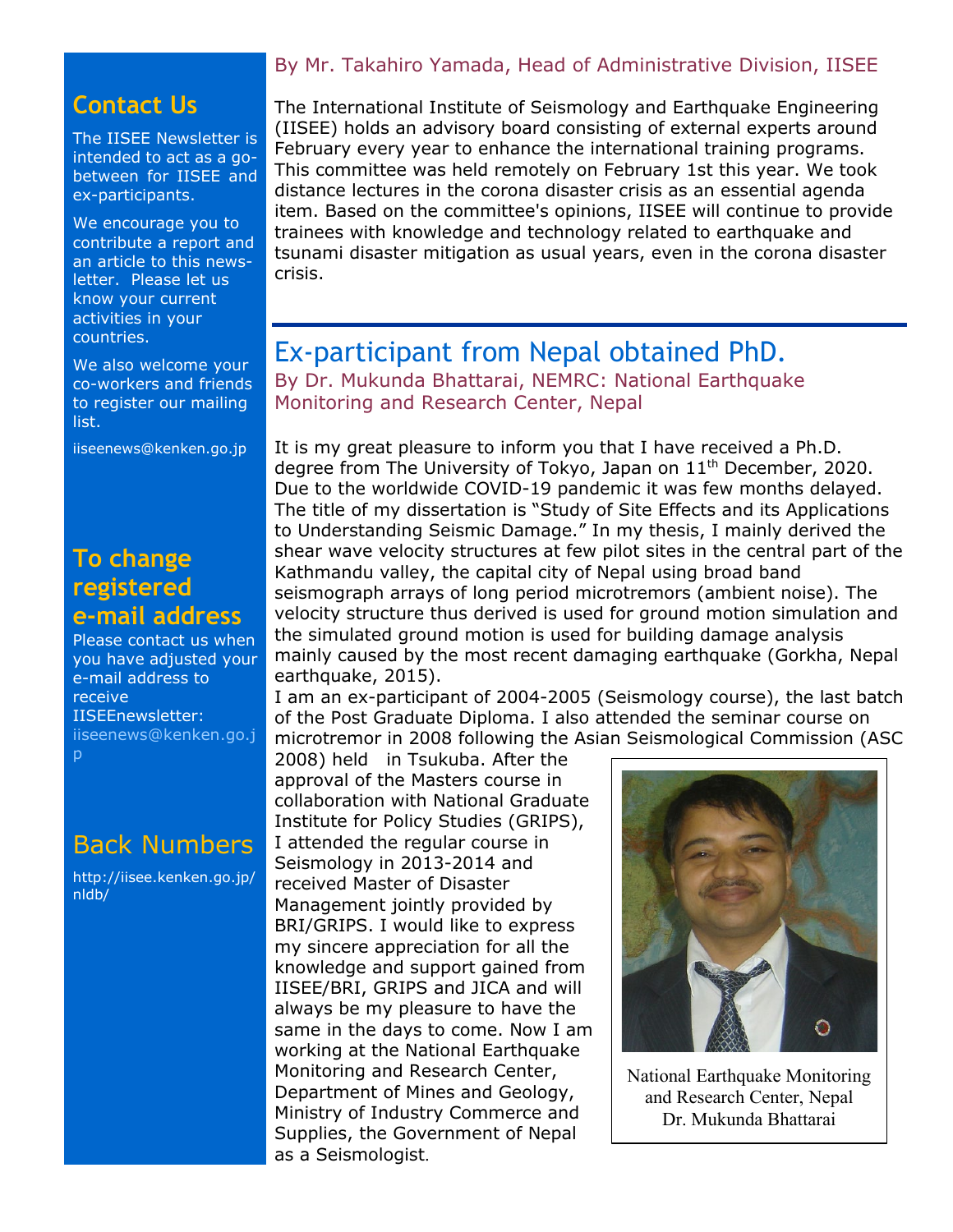By Mr. Takahiro Yamada, Head of Administrative Division, IISEE

The International Institute of Seismology and Earthquake Engineering (IISEE) holds an advisory board consisting of external experts around February every year to enhance the international training programs. This committee was held remotely on February 1st this year. We took distance lectures in the corona disaster crisis as an essential agenda item. Based on the committee's opinions, IISEE will continue to provide trainees with knowledge and technology related to earthquake and tsunami disaster mitigation as usual years, even in the corona disaster crisis.

## Ex-participant from Nepal obtained PhD.

By Dr. Mukunda Bhattarai, NEMRC: National Earthquake Monitoring and Research Center, Nepal

It is my great pleasure to inform you that I have received a Ph.D. degree from The University of Tokyo, Japan on 11th December, 2020. Due to the worldwide COVID-19 pandemic it was few months delayed. The title of my dissertation is "Study of Site Effects and its Applications to Understanding Seismic Damage." In my thesis, I mainly derived the shear wave velocity structures at few pilot sites in the central part of the Kathmandu valley, the capital city of Nepal using broad band seismograph arrays of long period microtremors (ambient noise). The velocity structure thus derived is used for ground motion simulation and the simulated ground motion is used for building damage analysis mainly caused by the most recent damaging earthquake (Gorkha, Nepal earthquake, 2015).

I am an ex-participant of 2004-2005 (Seismology course), the last batch of the Post Graduate Diploma. I also attended the seminar course on microtremor in 2008 following the Asian Seismological Commission (ASC 2008) held in Tsukuba. After the approval of the Masters course in collaboration with National Graduate Institute for Policy Studies (GRIPS), I attended the regular course in Seismology in 2013-2014 and received Master of Disaster Management jointly provided by BRI/GRIPS. I would like to express my sincere appreciation for all the knowledge and support gained from IISEE/BRI, GRIPS and JICA and will always be my pleasure to have the same in the days to come. Now I am working at the National Earthquake Monitoring and Research Center, Department of Mines and Geology, Ministry of Industry Commerce and Supplies, the Government of Nepal as a Seismologist.

National Earthquake Monitoring and Research Center, Nepal
Dr. Mukunda Bhattarai

## Contact Us

The IISEE Newsletter is intended to act as a go-between for IISEE and ex-participants.

We encourage you to contribute a report and an article to this newsletter. Please let us know your current activities in your countries.

We also welcome your co-workers and friends to register our mailing list.

iiseenews@kenken.go.jp

## To change registered e-mail address

Please contact us when you have adjusted your e-mail address to receive IISEEnewsletter: iiseenews@kenken.go.jp

## Back Numbers

http://iisee.kenken.go.jp/nldb/